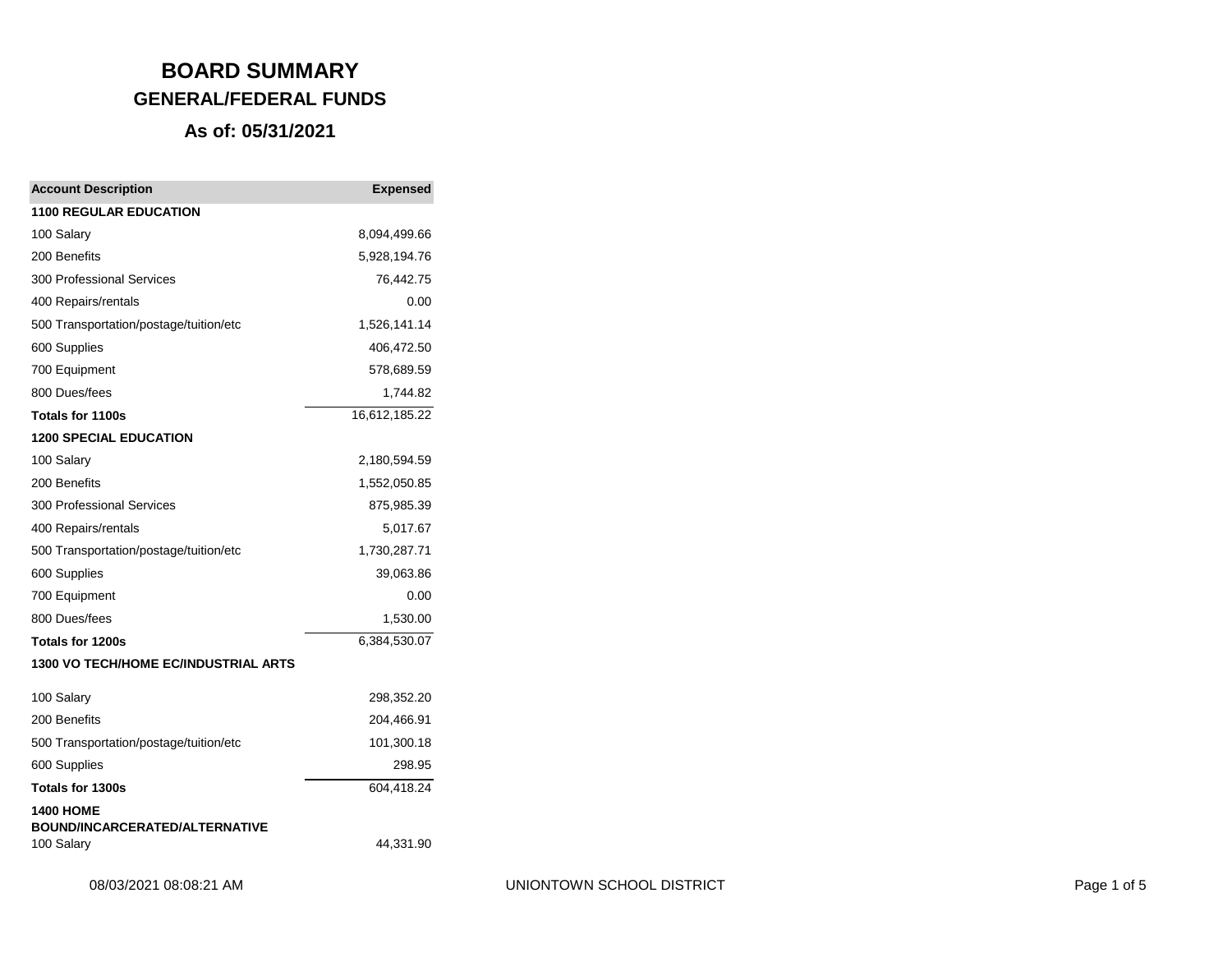# BOARD SUMMARY

## GENERAL/FEDERAL FUNDS

### As of: 05/31/2021

| Account Description | Expensed |
|---|---:|
| **1100 REGULAR EDUCATION** | |
| 100 Salary | 8,094,499.66 |
| 200 Benefits | 5,928,194.76 |
| 300 Professional Services | 76,442.75 |
| 400 Repairs/rentals | 0.00 |
| 500 Transportation/postage/tuition/etc | 1,526,141.14 |
| 600 Supplies | 406,472.50 |
| 700 Equipment | 578,689.59 |
| 800 Dues/fees | 1,744.82 |
| **Totals for 1100s** | 16,612,185.22 |
| **1200 SPECIAL EDUCATION** | |
| 100 Salary | 2,180,594.59 |
| 200 Benefits | 1,552,050.85 |
| 300 Professional Services | 875,985.39 |
| 400 Repairs/rentals | 5,017.67 |
| 500 Transportation/postage/tuition/etc | 1,730,287.71 |
| 600 Supplies | 39,063.86 |
| 700 Equipment | 0.00 |
| 800 Dues/fees | 1,530.00 |
| **Totals for 1200s** | 6,384,530.07 |
| **1300 VO TECH/HOME EC/INDUSTRIAL ARTS** | |
| 100 Salary | 298,352.20 |
| 200 Benefits | 204,466.91 |
| 500 Transportation/postage/tuition/etc | 101,300.18 |
| 600 Supplies | 298.95 |
| **Totals for 1300s** | 604,418.24 |
| **1400 HOME BOUND/INCARCERATED/ALTERNATIVE** | |
| 100 Salary | 44,331.90 |

08/03/2021 08:08:21 AM

UNIONTOWN SCHOOL DISTRICT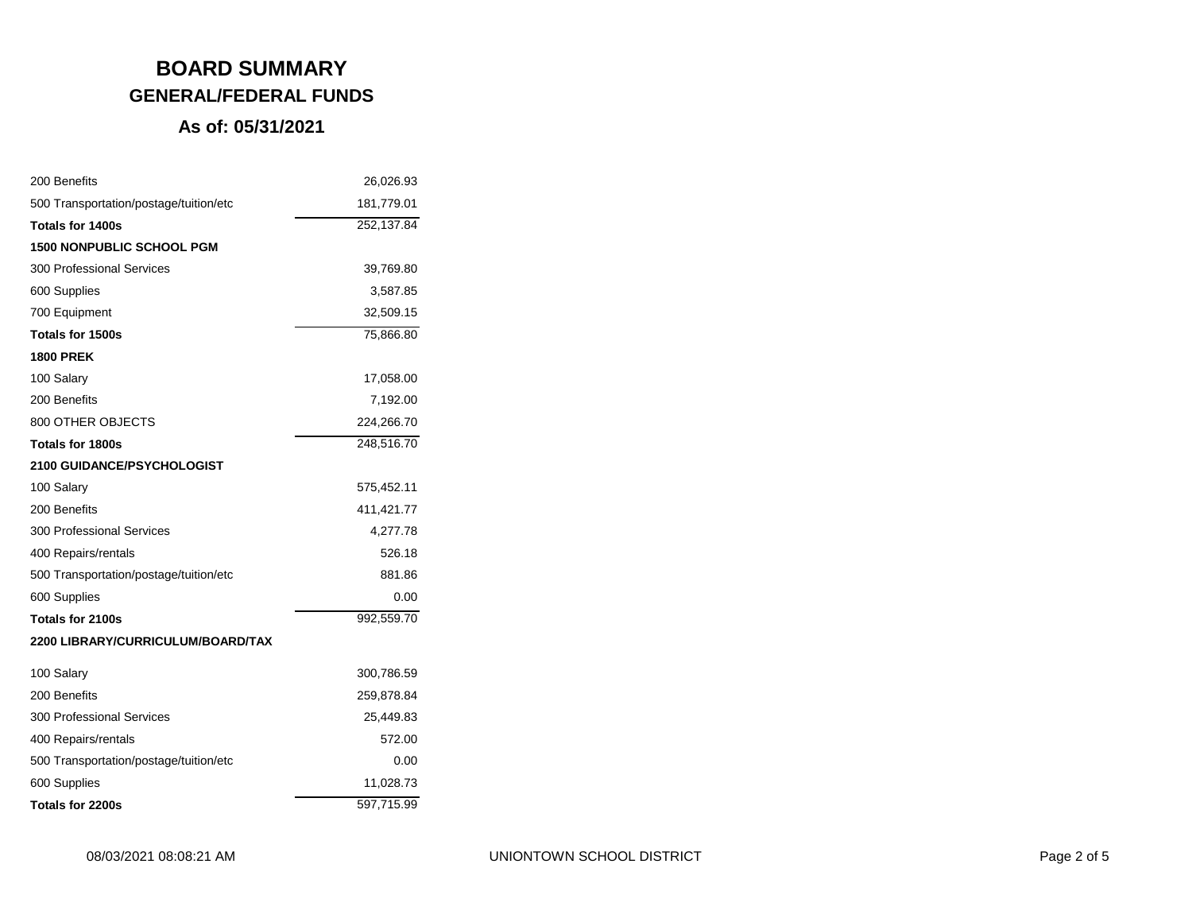# BOARD SUMMARY

## GENERAL/FEDERAL FUNDS

### As of: 05/31/2021

| | |
|---|---|
| 200 Benefits | 26,026.93 |
| 500 Transportation/postage/tuition/etc | 181,779.01 |
| **Totals for 1400s** | 252,137.84 |
| **1500 NONPUBLIC SCHOOL PGM** | |
| 300 Professional Services | 39,769.80 |
| 600 Supplies | 3,587.85 |
| 700 Equipment | 32,509.15 |
| **Totals for 1500s** | 75,866.80 |
| **1800 PREK** | |
| 100 Salary | 17,058.00 |
| 200 Benefits | 7,192.00 |
| 800 OTHER OBJECTS | 224,266.70 |
| **Totals for 1800s** | 248,516.70 |
| **2100 GUIDANCE/PSYCHOLOGIST** | |
| 100 Salary | 575,452.11 |
| 200 Benefits | 411,421.77 |
| 300 Professional Services | 4,277.78 |
| 400 Repairs/rentals | 526.18 |
| 500 Transportation/postage/tuition/etc | 881.86 |
| 600 Supplies | 0.00 |
| **Totals for 2100s** | 992,559.70 |
| **2200 LIBRARY/CURRICULUM/BOARD/TAX** | |
| 100 Salary | 300,786.59 |
| 200 Benefits | 259,878.84 |
| 300 Professional Services | 25,449.83 |
| 400 Repairs/rentals | 572.00 |
| 500 Transportation/postage/tuition/etc | 0.00 |
| 600 Supplies | 11,028.73 |
| **Totals for 2200s** | 597,715.99 |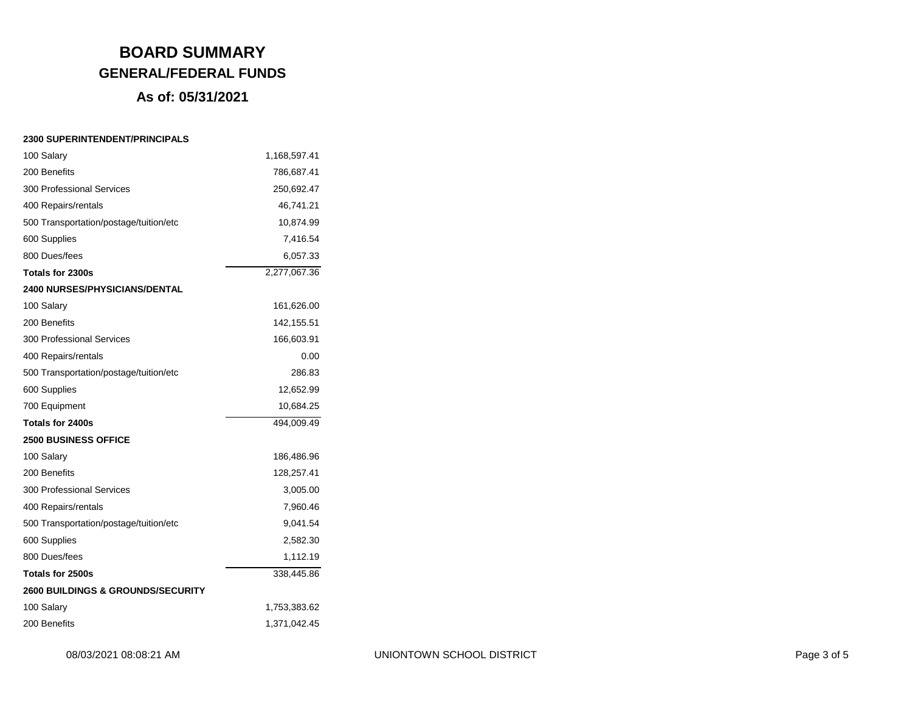# BOARD SUMMARY

## GENERAL/FEDERAL FUNDS

### As of: 05/31/2021

| | |
|---|---|
| **2300 SUPERINTENDENT/PRINCIPALS** | |
| 100 Salary | 1,168,597.41 |
| 200 Benefits | 786,687.41 |
| 300 Professional Services | 250,692.47 |
| 400 Repairs/rentals | 46,741.21 |
| 500 Transportation/postage/tuition/etc | 10,874.99 |
| 600 Supplies | 7,416.54 |
| 800 Dues/fees | 6,057.33 |
| **Totals for 2300s** | 2,277,067.36 |
| **2400 NURSES/PHYSICIANS/DENTAL** | |
| 100 Salary | 161,626.00 |
| 200 Benefits | 142,155.51 |
| 300 Professional Services | 166,603.91 |
| 400 Repairs/rentals | 0.00 |
| 500 Transportation/postage/tuition/etc | 286.83 |
| 600 Supplies | 12,652.99 |
| 700 Equipment | 10,684.25 |
| **Totals for 2400s** | 494,009.49 |
| **2500 BUSINESS OFFICE** | |
| 100 Salary | 186,486.96 |
| 200 Benefits | 128,257.41 |
| 300 Professional Services | 3,005.00 |
| 400 Repairs/rentals | 7,960.46 |
| 500 Transportation/postage/tuition/etc | 9,041.54 |
| 600 Supplies | 2,582.30 |
| 800 Dues/fees | 1,112.19 |
| **Totals for 2500s** | 338,445.86 |
| **2600 BUILDINGS & GROUNDS/SECURITY** | |
| 100 Salary | 1,753,383.62 |
| 200 Benefits | 1,371,042.45 |

08/03/2021 08:08:21 AM UNIONTOWN SCHOOL DISTRICT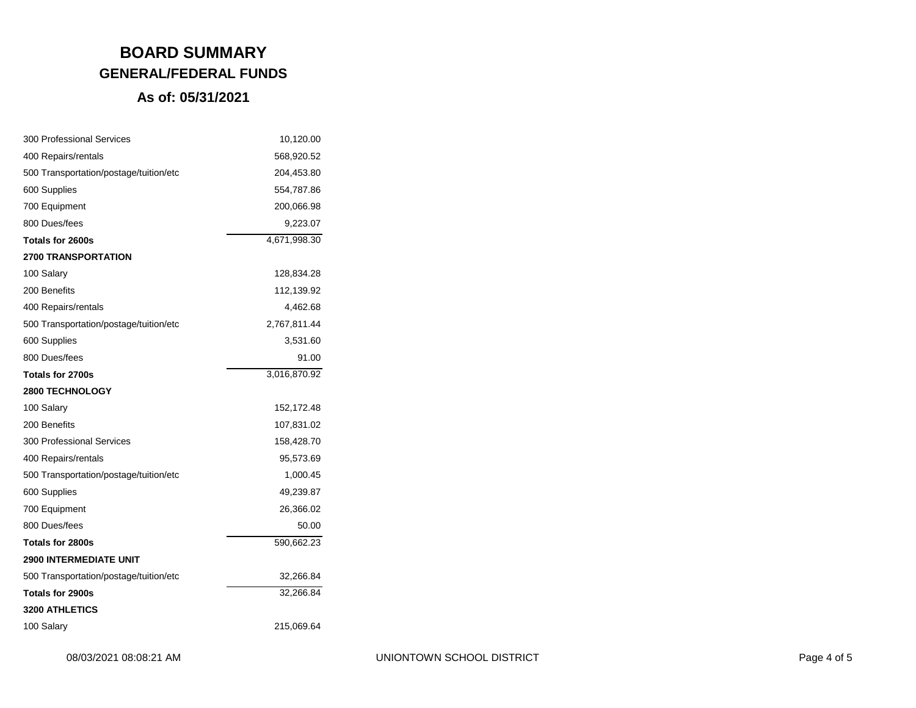# BOARD SUMMARY

## GENERAL/FEDERAL FUNDS

### As of: 05/31/2021

| | |
|---|---|
| 300 Professional Services | 10,120.00 |
| 400 Repairs/rentals | 568,920.52 |
| 500 Transportation/postage/tuition/etc | 204,453.80 |
| 600 Supplies | 554,787.86 |
| 700 Equipment | 200,066.98 |
| 800 Dues/fees | 9,223.07 |
| **Totals for 2600s** | 4,671,998.30 |
| **2700 TRANSPORTATION** | |
| 100 Salary | 128,834.28 |
| 200 Benefits | 112,139.92 |
| 400 Repairs/rentals | 4,462.68 |
| 500 Transportation/postage/tuition/etc | 2,767,811.44 |
| 600 Supplies | 3,531.60 |
| 800 Dues/fees | 91.00 |
| **Totals for 2700s** | 3,016,870.92 |
| **2800 TECHNOLOGY** | |
| 100 Salary | 152,172.48 |
| 200 Benefits | 107,831.02 |
| 300 Professional Services | 158,428.70 |
| 400 Repairs/rentals | 95,573.69 |
| 500 Transportation/postage/tuition/etc | 1,000.45 |
| 600 Supplies | 49,239.87 |
| 700 Equipment | 26,366.02 |
| 800 Dues/fees | 50.00 |
| **Totals for 2800s** | 590,662.23 |
| **2900 INTERMEDIATE UNIT** | |
| 500 Transportation/postage/tuition/etc | 32,266.84 |
| **Totals for 2900s** | 32,266.84 |
| **3200 ATHLETICS** | |
| 100 Salary | 215,069.64 |

08/03/2021 08:08:21 AM UNIONTOWN SCHOOL DISTRICT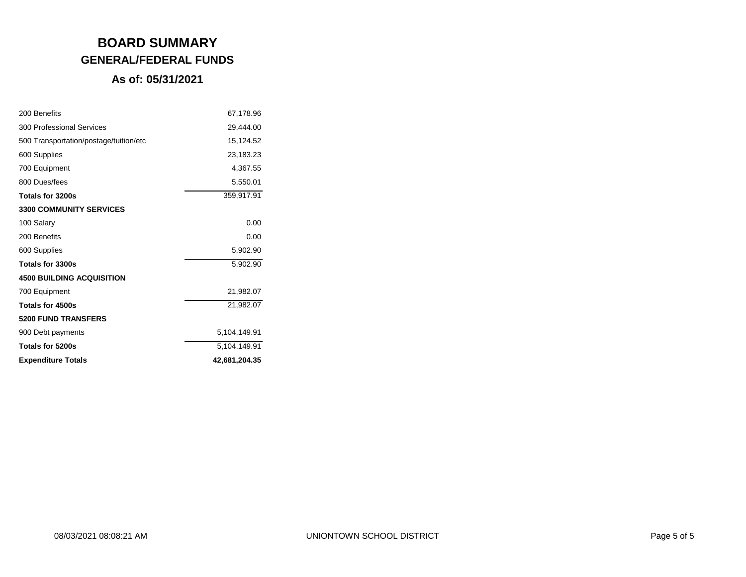# BOARD SUMMARY

## GENERAL/FEDERAL FUNDS

### As of: 05/31/2021

| | |
|---|---|
| 200 Benefits | 67,178.96 |
| 300 Professional Services | 29,444.00 |
| 500 Transportation/postage/tuition/etc | 15,124.52 |
| 600 Supplies | 23,183.23 |
| 700 Equipment | 4,367.55 |
| 800 Dues/fees | 5,550.01 |
| **Totals for 3200s** | 359,917.91 |
| **3300 COMMUNITY SERVICES** | |
| 100 Salary | 0.00 |
| 200 Benefits | 0.00 |
| 600 Supplies | 5,902.90 |
| **Totals for 3300s** | 5,902.90 |
| **4500 BUILDING ACQUISITION** | |
| 700 Equipment | 21,982.07 |
| **Totals for 4500s** | 21,982.07 |
| **5200 FUND TRANSFERS** | |
| 900 Debt payments | 5,104,149.91 |
| **Totals for 5200s** | 5,104,149.91 |
| **Expenditure Totals** | **42,681,204.35** |

08/03/2021 08:08:21 AM UNIONTOWN SCHOOL DISTRICT